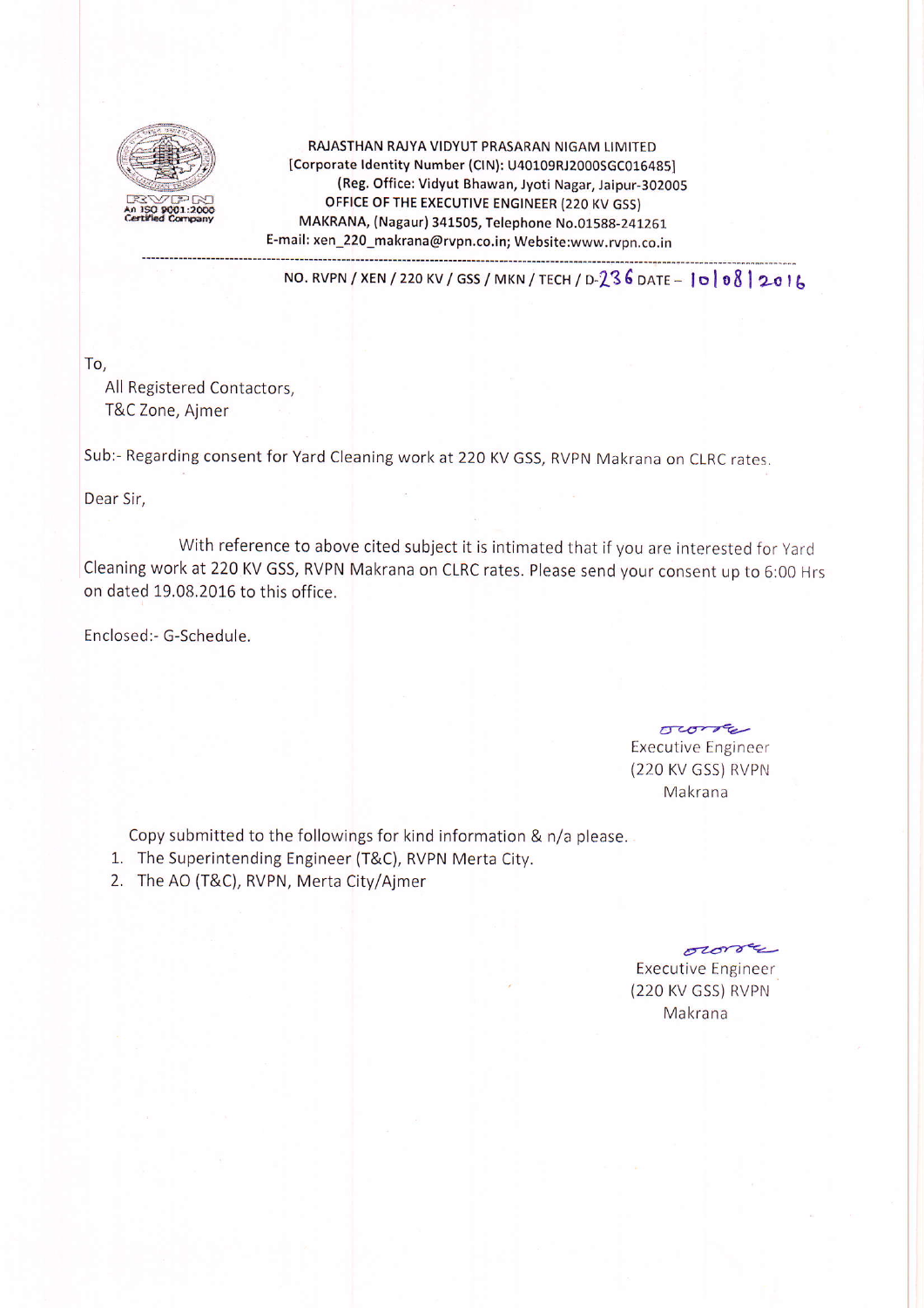RAJASTHAN RAJYA VIDYUT PRASARAN NIGAM LIMITED
[Corporate Identity Number (CIN): U40109RJ2000SGC016485]
(Reg. Office: Vidyut Bhawan, Jyoti Nagar, Jaipur-302005
OFFICE OF THE EXECUTIVE ENGINEER (220 KV GSS)
MAKRANA, (Nagaur) 341505, Telephone No.01588-241261
E-mail: xen_220_makrana@rvpn.co.in; Website:www.rvpn.co.in

RVPN
An ISO 9001:2000 Certified Company

NO. RVPN / XEN / 220 KV / GSS / MKN / TECH / D-236 DATE – 10|08|2016

To,
All Registered Contactors,
T&C Zone, Ajmer

Sub:- Regarding consent for Yard Cleaning work at 220 KV GSS, RVPN Makrana on CLRC rates.

Dear Sir,

With reference to above cited subject it is intimated that if you are interested for Yard Cleaning work at 220 KV GSS, RVPN Makrana on CLRC rates. Please send your consent up to 6:00 Hrs on dated 19.08.2016 to this office.

Enclosed:- G-Schedule.

Executive Engineer
(220 KV GSS) RVPN
Makrana

Copy submitted to the followings for kind information & n/a please.

1. The Superintending Engineer (T&C), RVPN Merta City.
2. The AO (T&C), RVPN, Merta City/Ajmer

Executive Engineer
(220 KV GSS) RVPN
Makrana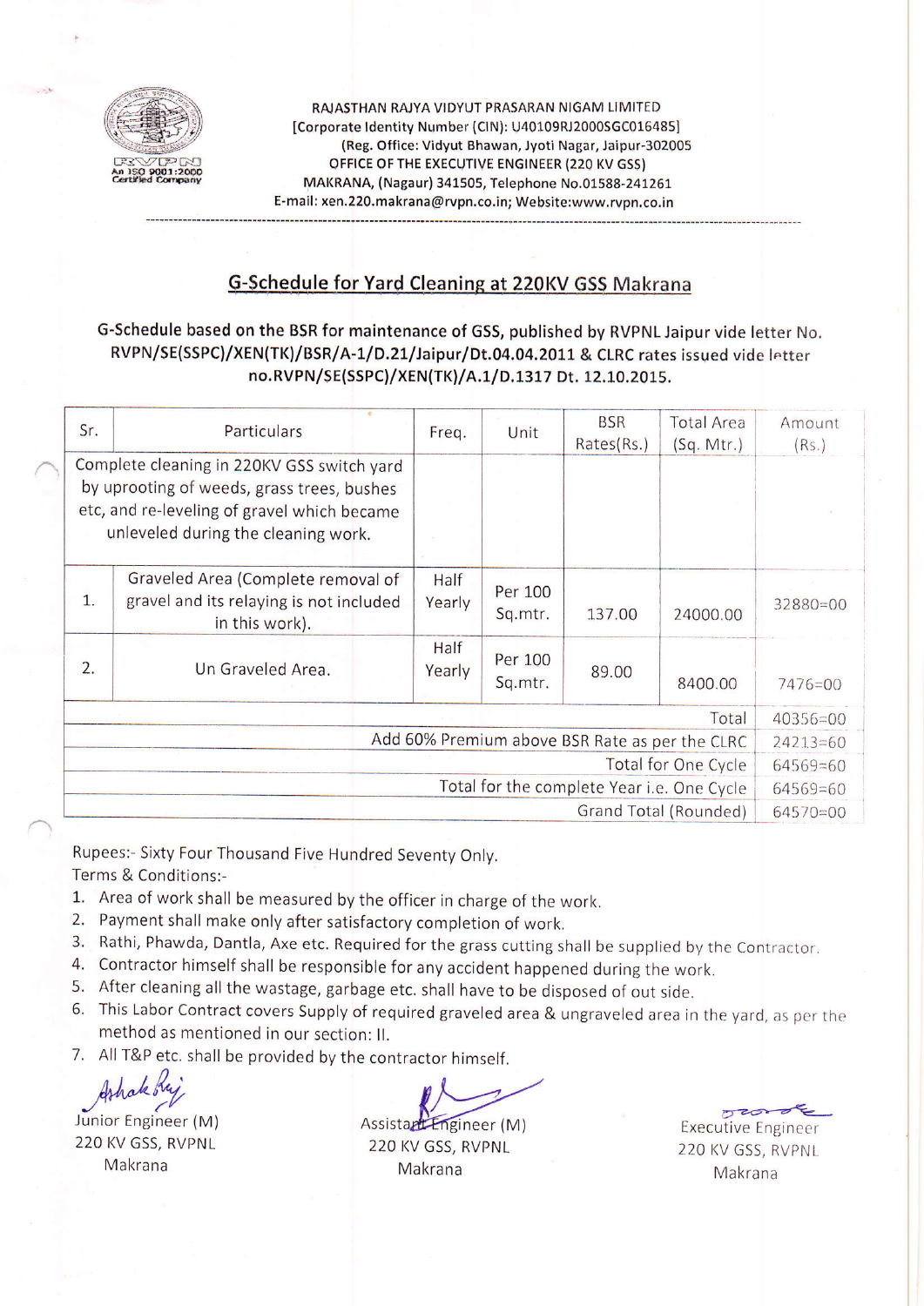RAJASTHAN RAJYA VIDYUT PRASARAN NIGAM LIMITED
[Corporate Identity Number (CIN): U40109RJ2000SGC016485]
(Reg. Office: Vidyut Bhawan, Jyoti Nagar, Jaipur-302005
OFFICE OF THE EXECUTIVE ENGINEER (220 KV GSS)
MAKRANA, (Nagaur) 341505, Telephone No.01588-241261
E-mail: xen.220.makrana@rvpn.co.in; Website:www.rvpn.co.in

## G-Schedule for Yard Cleaning at 220KV GSS Makrana

**G-Schedule based on the BSR for maintenance of GSS, published by RVPNL Jaipur vide letter No. RVPN/SE(SSPC)/XEN(TK)/BSR/A-1/D.21/Jaipur/Dt.04.04.2011 & CLRC rates issued vide letter no.RVPN/SE(SSPC)/XEN(TK)/A.1/D.1317 Dt. 12.10.2015.**

| Sr. | Particulars | Freq. | Unit | BSR Rates(Rs.) | Total Area (Sq. Mtr.) | Amount (Rs.) |
|---|---|---|---|---|---|---|
| Complete cleaning in 220KV GSS switch yard by uprooting of weeds, grass trees, bushes etc, and re-leveling of gravel which became unleveled during the cleaning work. | | | | | | |
| 1. | Graveled Area (Complete removal of gravel and its relaying is not included in this work). | Half Yearly | Per 100 Sq.mtr. | 137.00 | 24000.00 | 32880=00 |
| 2. | Un Graveled Area. | Half Yearly | Per 100 Sq.mtr. | 89.00 | 8400.00 | 7476=00 |
| | | | | | Total | 40356=00 |
| | | | | | Add 60% Premium above BSR Rate as per the CLRC | 24213=60 |
| | | | | | Total for One Cycle | 64569=60 |
| | | | | | Total for the complete Year i.e. One Cycle | 64569=60 |
| | | | | | Grand Total (Rounded) | 64570=00 |

Rupees:- Sixty Four Thousand Five Hundred Seventy Only.

Terms & Conditions:-

1. Area of work shall be measured by the officer in charge of the work.
2. Payment shall make only after satisfactory completion of work.
3. Rathi, Phawda, Dantla, Axe etc. Required for the grass cutting shall be supplied by the Contractor.
4. Contractor himself shall be responsible for any accident happened during the work.
5. After cleaning all the wastage, garbage etc. shall have to be disposed of out side.
6. This Labor Contract covers Supply of required graveled area & ungraveled area in the yard, as per the method as mentioned in our section: II.
7. All T&P etc. shall be provided by the contractor himself.

Junior Engineer (M)
220 KV GSS, RVPNL
Makrana

Assistant Engineer (M)
220 KV GSS, RVPNL
Makrana

Executive Engineer
220 KV GSS, RVPNL
Makrana